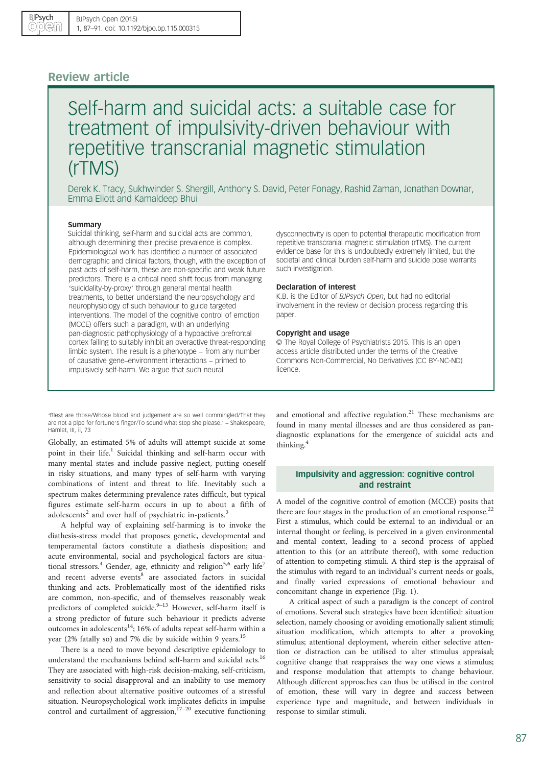## Review article

# Self-harm and suicidal acts: a suitable case for treatment of impulsivity-driven behaviour with repetitive transcranial magnetic stimulation (rTMS)

Derek K. Tracy, Sukhwinder S. Shergill, Anthony S. David, Peter Fonagy, Rashid Zaman, Jonathan Downar, Emma Eliott and Kamaldeep Bhui

### Summary

Suicidal thinking, self-harm and suicidal acts are common, although determining their precise prevalence is complex. Epidemiological work has identified a number of associated demographic and clinical factors, though, with the exception of past acts of self-harm, these are non-specific and weak future predictors. There is a critical need shift focus from managing 'suicidality-by-proxy' through general mental health treatments, to better understand the neuropsychology and neurophysiology of such behaviour to guide targeted interventions. The model of the cognitive control of emotion (MCCE) offers such a paradigm, with an underlying pan-diagnostic pathophysiology of a hypoactive prefrontal cortex failing to suitably inhibit an overactive threat-responding limbic system. The result is a phenotype – from any number of causative gene–environment interactions – primed to impulsively self-harm. We argue that such neural dysconnectivity is open to potential therapeutic modification from repetitive transcranial magnetic stimulation (rTMS). The current evidence base for this is undoubtedly extremely limited, but the societal and clinical burden self-harm and suicide pose warrants such investigation.

### Declaration of interest

K.B. is the Editor of *BJPsych Open*, but had no editorial involvement in the review or decision process regarding this paper.

### Copyright and usage

© The Royal College of Psychiatrists 2015. This is an open access article distributed under the terms of the Creative Commons Non-Commercial, No Derivatives (CC BY-NC-ND) licence.

'Blest are those/Whose blood and judgement are so well commingled/That they are not a pipe for fortune's finger/To sound what stop she please.' – Shakespeare, Hamlet, III, ii, 73

Globally, an estimated 5% of adults will attempt suicide at some point in their life.[1] Suicidal thinking and self-harm occur with many mental states and include passive neglect, putting oneself in risky situations, and many types of self-harm with varying combinations of intent and threat to life. Inevitably such a spectrum makes determining prevalence rates difficult, but typical figures estimate self-harm occurs in up to about a fifth of adolescents[2] and over half of psychiatric in-patients.[3]

A helpful way of explaining self-harming is to invoke the diathesis-stress model that proposes genetic, developmental and temperamental factors constitute a diathesis disposition; and acute environmental, social and psychological factors are situational stressors.[4] Gender, age, ethnicity and religion[5,6] early life[7] and recent adverse events[8] are associated factors in suicidal thinking and acts. Problematically most of the identified risks are common, non-specific, and of themselves reasonably weak predictors of completed suicide.[9–13] However, self-harm itself is a strong predictor of future such behaviour it predicts adverse outcomes in adolescents[14]; 16% of adults repeat self-harm within a year (2% fatally so) and 7% die by suicide within 9 years.[15]

There is a need to move beyond descriptive epidemiology to understand the mechanisms behind self-harm and suicidal acts.[16] They are associated with high-risk decision-making, self-criticism, sensitivity to social disapproval and an inability to use memory and reflection about alternative positive outcomes of a stressful situation. Neuropsychological work implicates deficits in impulse control and curtailment of aggression,[17–20] executive functioning and emotional and affective regulation.[21] These mechanisms are found in many mental illnesses and are thus considered as pan-diagnostic explanations for the emergence of suicidal acts and thinking.[4]

## Impulsivity and aggression: cognitive control and restraint

A model of the cognitive control of emotion (MCCE) posits that there are four stages in the production of an emotional response.[22] First a stimulus, which could be external to an individual or an internal thought or feeling, is perceived in a given environmental and mental context, leading to a second process of applied attention to this (or an attribute thereof), with some reduction of attention to competing stimuli. A third step is the appraisal of the stimulus with regard to an individual's current needs or goals, and finally varied expressions of emotional behaviour and concomitant change in experience (Fig. 1).

A critical aspect of such a paradigm is the concept of control of emotions. Several such strategies have been identified: situation selection, namely choosing or avoiding emotionally salient stimuli; situation modification, which attempts to alter a provoking stimulus; attentional deployment, wherein either selective attention or distraction can be utilised to alter stimulus appraisal; cognitive change that reappraises the way one views a stimulus; and response modulation that attempts to change behaviour. Although different approaches can thus be utilised in the control of emotion, these will vary in degree and success between experience type and magnitude, and between individuals in response to similar stimuli.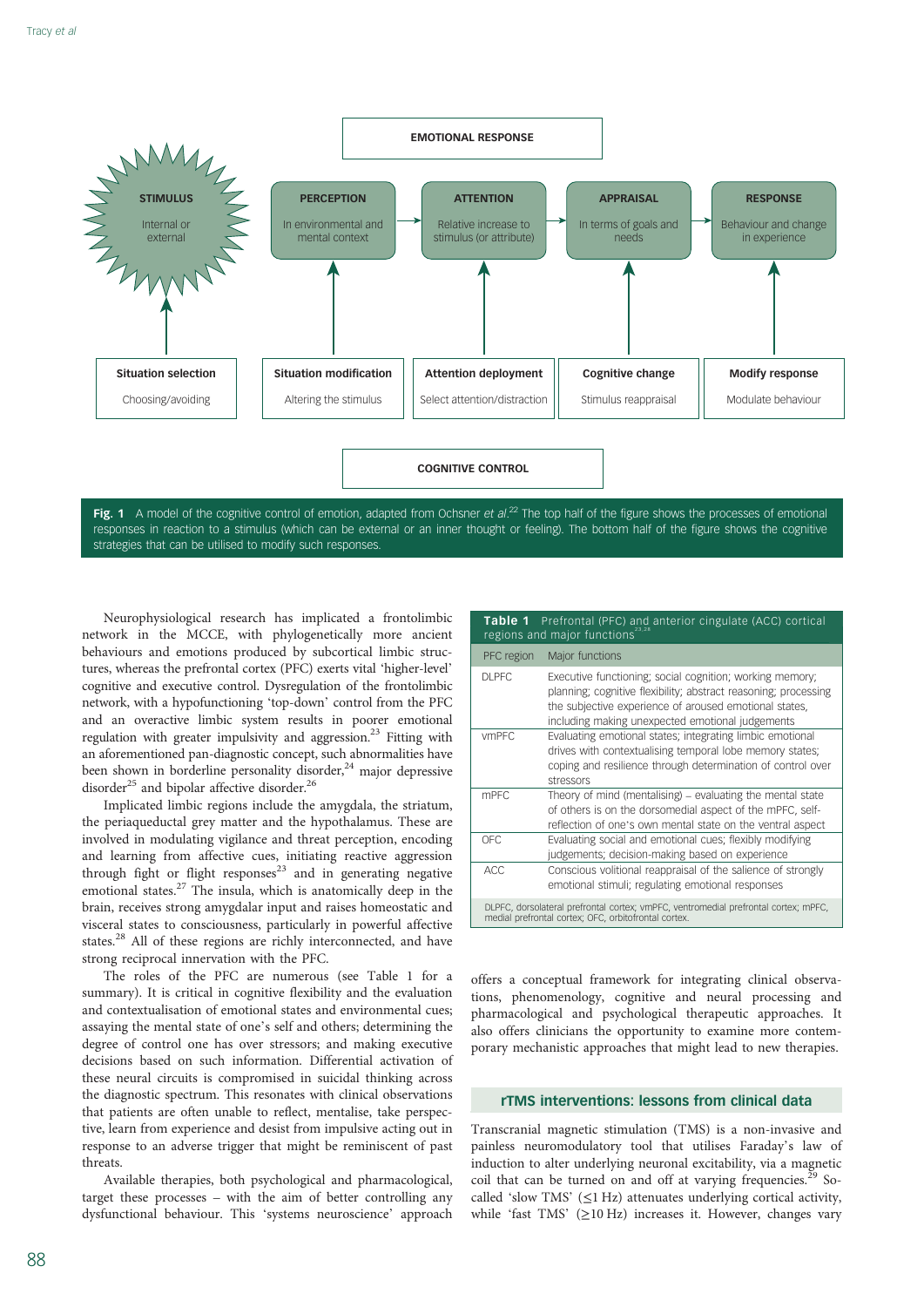EMOTIONAL RESPONSE

| STIMULUS | PERCEPTION | ATTENTION | APPRAISAL | RESPONSE |
|---|---|---|---|---|
| Internal or external | In environmental and mental context | Relative increase to stimulus (or attribute) | In terms of goals and needs | Behaviour and change in experience |
| **Situation selection** | **Situation modification** | **Attention deployment** | **Cognitive change** | **Modify response** |
| Choosing/avoiding | Altering the stimulus | Select attention/distraction | Stimulus reappraisal | Modulate behaviour |

COGNITIVE CONTROL

**Fig. 1** A model of the cognitive control of emotion, adapted from Ochsner *et al*.[22] The top half of the figure shows the processes of emotional responses in reaction to a stimulus (which can be external or an inner thought or feeling). The bottom half of the figure shows the cognitive strategies that can be utilised to modify such responses.

Neurophysiological research has implicated a frontolimbic network in the MCCE, with phylogenetically more ancient behaviours and emotions produced by subcortical limbic structures, whereas the prefrontal cortex (PFC) exerts vital 'higher-level' cognitive and executive control. Dysregulation of the frontolimbic network, with a hypofunctioning 'top-down' control from the PFC and an overactive limbic system results in poorer emotional regulation with greater impulsivity and aggression.[23] Fitting with an aforementioned pan-diagnostic concept, such abnormalities have been shown in borderline personality disorder,[24] major depressive disorder[25] and bipolar affective disorder.[26]

Implicated limbic regions include the amygdala, the striatum, the periaqueductal grey matter and the hypothalamus. These are involved in modulating vigilance and threat perception, encoding and learning from affective cues, initiating reactive aggression through fight or flight responses[23] and in generating negative emotional states.[27] The insula, which is anatomically deep in the brain, receives strong amygdalar input and raises homeostatic and visceral states to consciousness, particularly in powerful affective states.[28] All of these regions are richly interconnected, and have strong reciprocal innervation with the PFC.

The roles of the PFC are numerous (see Table 1 for a summary). It is critical in cognitive flexibility and the evaluation and contextualisation of emotional states and environmental cues; assaying the mental state of one's self and others; determining the degree of control one has over stressors; and making executive decisions based on such information. Differential activation of these neural circuits is compromised in suicidal thinking across the diagnostic spectrum. This resonates with clinical observations that patients are often unable to reflect, mentalise, take perspective, learn from experience and desist from impulsive acting out in response to an adverse trigger that might be reminiscent of past threats.

Available therapies, both psychological and pharmacological, target these processes – with the aim of better controlling any dysfunctional behaviour. This 'systems neuroscience' approach offers a conceptual framework for integrating clinical observations, phenomenology, cognitive and neural processing and pharmacological and psychological therapeutic approaches. It also offers clinicians the opportunity to examine more contemporary mechanistic approaches that might lead to new therapies.

**Table 1** Prefrontal (PFC) and anterior cingulate (ACC) cortical regions and major functions[23,28]

| PFC region | Major functions |
|---|---|
| DLPFC | Executive functioning; social cognition; working memory; planning; cognitive flexibility; abstract reasoning; processing the subjective experience of aroused emotional states, including making unexpected emotional judgements |
| vmPFC | Evaluating emotional states; integrating limbic emotional drives with contextualising temporal lobe memory states; coping and resilience through determination of control over stressors |
| mPFC | Theory of mind (mentalising) – evaluating the mental state of others is on the dorsomedial aspect of the mPFC, self-reflection of one's own mental state on the ventral aspect |
| OFC | Evaluating social and emotional cues; flexibly modifying judgements; decision-making based on experience |
| ACC | Conscious volitional reappraisal of the salience of strongly emotional stimuli; regulating emotional responses |

DLPFC, dorsolateral prefrontal cortex; vmPFC, ventromedial prefrontal cortex; mPFC, medial prefrontal cortex; OFC, orbitofrontal cortex.

## rTMS interventions: lessons from clinical data

Transcranial magnetic stimulation (TMS) is a non-invasive and painless neuromodulatory tool that utilises Faraday's law of induction to alter underlying neuronal excitability, via a magnetic coil that can be turned on and off at varying frequencies.[29] So-called 'slow TMS' ($\leq$1 Hz) attenuates underlying cortical activity, while 'fast TMS' ($\geq$10 Hz) increases it. However, changes vary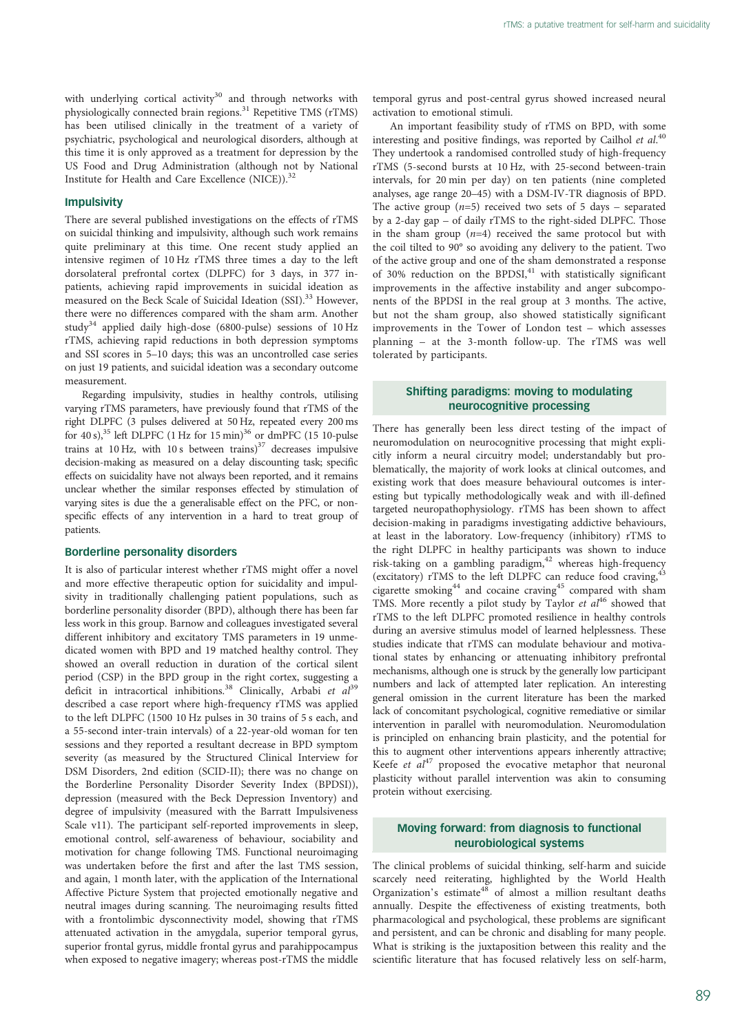with underlying cortical activity[30] and through networks with physiologically connected brain regions.[31] Repetitive TMS (rTMS) has been utilised clinically in the treatment of a variety of psychiatric, psychological and neurological disorders, although at this time it is only approved as a treatment for depression by the US Food and Drug Administration (although not by National Institute for Health and Care Excellence (NICE)).[32]

### Impulsivity

There are several published investigations on the effects of rTMS on suicidal thinking and impulsivity, although such work remains quite preliminary at this time. One recent study applied an intensive regimen of 10 Hz rTMS three times a day to the left dorsolateral prefrontal cortex (DLPFC) for 3 days, in 377 in-patients, achieving rapid improvements in suicidal ideation as measured on the Beck Scale of Suicidal Ideation (SSI).[33] However, there were no differences compared with the sham arm. Another study[34] applied daily high-dose (6800-pulse) sessions of 10 Hz rTMS, achieving rapid reductions in both depression symptoms and SSI scores in 5–10 days; this was an uncontrolled case series on just 19 patients, and suicidal ideation was a secondary outcome measurement.

Regarding impulsivity, studies in healthy controls, utilising varying rTMS parameters, have previously found that rTMS of the right DLPFC (3 pulses delivered at 50 Hz, repeated every 200 ms for 40 s),[35] left DLPFC (1 Hz for 15 min)[36] or dmPFC (15 10-pulse trains at 10 Hz, with 10 s between trains)[37] decreases impulsive decision-making as measured on a delay discounting task; specific effects on suicidality have not always been reported, and it remains unclear whether the similar responses effected by stimulation of varying sites is due the a generalisable effect on the PFC, or non-specific effects of any intervention in a hard to treat group of patients.

### Borderline personality disorders

It is also of particular interest whether rTMS might offer a novel and more effective therapeutic option for suicidality and impulsivity in traditionally challenging patient populations, such as borderline personality disorder (BPD), although there has been far less work in this group. Barnow and colleagues investigated several different inhibitory and excitatory TMS parameters in 19 unmedicated women with BPD and 19 matched healthy control. They showed an overall reduction in duration of the cortical silent period (CSP) in the BPD group in the right cortex, suggesting a deficit in intracortical inhibitions.[38] Clinically, Arbabi *et al*[39] described a case report where high-frequency rTMS was applied to the left DLPFC (1500 10 Hz pulses in 30 trains of 5 s each, and a 55-second inter-train intervals) of a 22-year-old woman for ten sessions and they reported a resultant decrease in BPD symptom severity (as measured by the Structured Clinical Interview for DSM Disorders, 2nd edition (SCID-II); there was no change on the Borderline Personality Disorder Severity Index (BPDSI)), depression (measured with the Beck Depression Inventory) and degree of impulsivity (measured with the Barratt Impulsiveness Scale v11). The participant self-reported improvements in sleep, emotional control, self-awareness of behaviour, sociability and motivation for change following TMS. Functional neuroimaging was undertaken before the first and after the last TMS session, and again, 1 month later, with the application of the International Affective Picture System that projected emotionally negative and neutral images during scanning. The neuroimaging results fitted with a frontolimbic dysconnectivity model, showing that rTMS attenuated activation in the amygdala, superior temporal gyrus, superior frontal gyrus, middle frontal gyrus and parahippocampus when exposed to negative imagery; whereas post-rTMS the middle temporal gyrus and post-central gyrus showed increased neural activation to emotional stimuli.

An important feasibility study of rTMS on BPD, with some interesting and positive findings, was reported by Cailhol *et al*.[40] They undertook a randomised controlled study of high-frequency rTMS (5-second bursts at 10 Hz, with 25-second between-train intervals, for 20 min per day) on ten patients (nine completed analyses, age range 20–45) with a DSM-IV-TR diagnosis of BPD. The active group ($n$=5) received two sets of 5 days – separated by a 2-day gap – of daily rTMS to the right-sided DLPFC. Those in the sham group ($n$=4) received the same protocol but with the coil tilted to 90° so avoiding any delivery to the patient. Two of the active group and one of the sham demonstrated a response of 30% reduction on the BPDSI,[41] with statistically significant improvements in the affective instability and anger subcomponents of the BPDSI in the real group at 3 months. The active, but not the sham group, also showed statistically significant improvements in the Tower of London test – which assesses planning – at the 3-month follow-up. The rTMS was well tolerated by participants.

## Shifting paradigms: moving to modulating neurocognitive processing

There has generally been less direct testing of the impact of neuromodulation on neurocognitive processing that might explicitly inform a neural circuitry model; understandably but problematically, the majority of work looks at clinical outcomes, and existing work that does measure behavioural outcomes is interesting but typically methodologically weak and with ill-defined targeted neuropathophysiology. rTMS has been shown to affect decision-making in paradigms investigating addictive behaviours, at least in the laboratory. Low-frequency (inhibitory) rTMS to the right DLPFC in healthy participants was shown to induce risk-taking on a gambling paradigm,[42] whereas high-frequency (excitatory) rTMS to the left DLPFC can reduce food craving,[43] cigarette smoking[44] and cocaine craving[45] compared with sham TMS. More recently a pilot study by Taylor *et al*[46] showed that rTMS to the left DLPFC promoted resilience in healthy controls during an aversive stimulus model of learned helplessness. These studies indicate that rTMS can modulate behaviour and motivational states by enhancing or attenuating inhibitory prefrontal mechanisms, although one is struck by the generally low participant numbers and lack of attempted later replication. An interesting general omission in the current literature has been the marked lack of concomitant psychological, cognitive remediative or similar intervention in parallel with neuromodulation. Neuromodulation is principled on enhancing brain plasticity, and the potential for this to augment other interventions appears inherently attractive; Keefe *et al*[47] proposed the evocative metaphor that neuronal plasticity without parallel intervention was akin to consuming protein without exercising.

## Moving forward: from diagnosis to functional neurobiological systems

The clinical problems of suicidal thinking, self-harm and suicide scarcely need reiterating, highlighted by the World Health Organization's estimate[48] of almost a million resultant deaths annually. Despite the effectiveness of existing treatments, both pharmacological and psychological, these problems are significant and persistent, and can be chronic and disabling for many people. What is striking is the juxtaposition between this reality and the scientific literature that has focused relatively less on self-harm,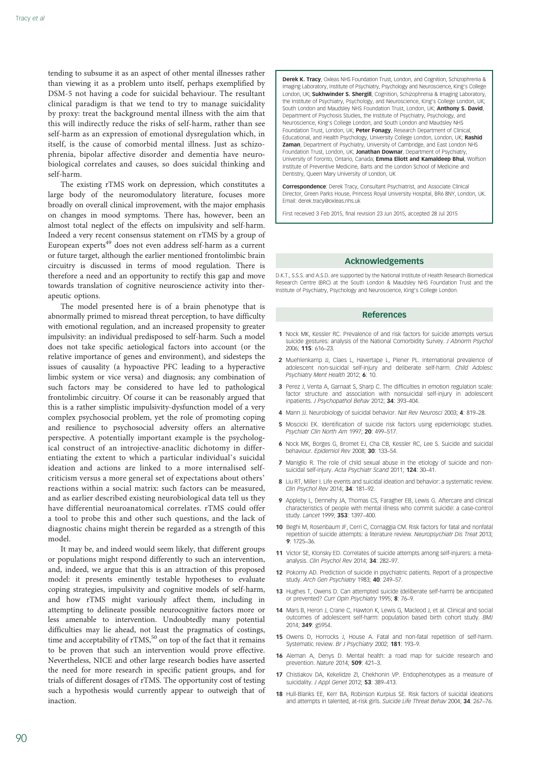tending to subsume it as an aspect of other mental illnesses rather than viewing it as a problem unto itself, perhaps exemplified by DSM-5 not having a code for suicidal behaviour. The resultant clinical paradigm is that we tend to try to manage suicidality by proxy: treat the background mental illness with the aim that this will indirectly reduce the risks of self-harm, rather than see self-harm as an expression of emotional dysregulation which, in itself, is the cause of comorbid mental illness. Just as schizophrenia, bipolar affective disorder and dementia have neurobiological correlates and causes, so does suicidal thinking and self-harm.

The existing rTMS work on depression, which constitutes a large body of the neuromodulatory literature, focuses more broadly on overall clinical improvement, with the major emphasis on changes in mood symptoms. There has, however, been an almost total neglect of the effects on impulsivity and self-harm. Indeed a very recent consensus statement on rTMS by a group of European experts[49] does not even address self-harm as a current or future target, although the earlier mentioned frontolimbic brain circuitry is discussed in terms of mood regulation. There is therefore a need and an opportunity to rectify this gap and move towards translation of cognitive neuroscience activity into therapeutic options.

The model presented here is of a brain phenotype that is abnormally primed to misread threat perception, to have difficulty with emotional regulation, and an increased propensity to greater impulsivity: an individual predisposed to self-harm. Such a model does not take specific aetiological factors into account (or the relative importance of genes and environment), and sidesteps the issues of causality (a hypoactive PFC leading to a hyperactive limbic system or vice versa) and diagnosis; any combination of such factors may be considered to have led to pathological frontolimbic circuitry. Of course it can be reasonably argued that this is a rather simplistic impulsivity-dysfunction model of a very complex psychosocial problem, yet the role of promoting coping and resilience to psychosocial adversity offers an alternative perspective. A potentially important example is the psychological construct of an introjective-anaclitic dichotomy in differentiating the extent to which a particular individual's suicidal ideation and actions are linked to a more internalised self-criticism versus a more general set of expectations about others' reactions within a social matrix: such factors can be measured, and as earlier described existing neurobiological data tell us they have differential neuroanatomical correlates. rTMS could offer a tool to probe this and other such questions, and the lack of diagnostic chains might therein be regarded as a strength of this model.

It may be, and indeed would seem likely, that different groups or populations might respond differently to such an intervention, and, indeed, we argue that this is an attraction of this proposed model: it presents eminently testable hypotheses to evaluate coping strategies, impulsivity and cognitive models of self-harm, and how rTMS might variously affect them, including in attempting to delineate possible neurocognitive factors more or less amenable to intervention. Undoubtedly many potential difficulties may lie ahead, not least the pragmatics of costings, time and acceptability of rTMS,[50] on top of the fact that it remains to be proven that such an intervention would prove effective. Nevertheless, NICE and other large research bodies have asserted the need for more research in specific patient groups, and for trials of different dosages of rTMS. The opportunity cost of testing such a hypothesis would currently appear to outweigh that of inaction.

**Derek K. Tracy**, Oxleas NHS Foundation Trust, London, and Cognition, Schizophrenia & Imaging Laboratory, Institute of Psychiatry, Psychology and Neuroscience, King's College London, UK; **Sukhwinder S. Shergill**, Cognition, Schizophrenia & Imaging Laboratory, the Institute of Psychiatry, Psychology, and Neuroscience, King's College London, UK; South London and Maudsley NHS Foundation Trust, London, UK; **Anthony S. David**, Department of Psychosis Studies, the Institute of Psychiatry, Psychology, and Neuroscience, King's College London, and South London and Maudsley NHS Foundation Trust, London, UK; **Peter Fonagy**, Research Department of Clinical, Educational, and Health Psychology, University College London, London, UK; **Rashid Zaman**, Department of Psychiatry, University of Cambridge, and East London NHS Foundation Trust, London, UK; **Jonathan Downar**, Department of Psychiatry, University of Toronto, Ontario, Canada; **Emma Eliott and Kamaldeep Bhui**, Wolfson Institute of Preventive Medicine, Barts and the London School of Medicine and Dentistry, Queen Mary University of London, UK

**Correspondence**: Derek Tracy, Consultant Psychiatrist, and Associate Clinical Director, Green Parks House, Princess Royal University Hospital, BR6 8NY, London, UK. Email: derek.tracy@oxleas.nhs.uk

First received 3 Feb 2015, final revision 23 Jun 2015, accepted 28 Jul 2015

## Acknowledgements

D.K.T., S.S.S. and A.S.D. are supported by the National Institute of Health Research Biomedical Research Centre (BRC) at the South London & Maudsley NHS Foundation Trust and the Institute of Psychiatry, Psychology and Neuroscience, King's College London.

## References

1. Nock MK, Kessler RC. Prevalence of and risk factors for suicide attempts versus suicide gestures: analysis of the National Comorbidity Survey. *J Abnorm Psychol* 2006; **115**: 616–23.
2. Muehlenkamp JJ, Claes L, Havertape L, Plener PL. International prevalence of adolescent non-suicidal self-injury and deliberate self-harm. *Child Adolesc Psychiatry Ment Health* 2012; **6**: 10.
3. Perez J, Venta A, Garnaat S, Sharp C. The difficulties in emotion regulation scale: factor structure and association with nonsuicidal self-injury in adolescent inpatients. *J Psychopathol Behav* 2012; **34**: 393–404.
4. Mann JJ. Neurobiology of suicidal behavior. *Nat Rev Neurosci* 2003; **4**: 819–28.
5. Moscicki EK. Identification of suicide risk factors using epidemiologic studies. *Psychiatr Clin North Am* 1997; **20**: 499–517.
6. Nock MK, Borges G, Bromet EJ, Cha CB, Kessler RC, Lee S. Suicide and suicidal behaviour. *Epidemiol Rev* 2008; **30**: 133–54.
7. Maniglio R. The role of child sexual abuse in the etiology of suicide and non-suicidal self-injury. *Acta Psychiatr Scand* 2011; **124**: 30–41.
8. Liu RT, Miller I. Life events and suicidal ideation and behavior: a systematic review. *Clin Psychol Rev* 2014; **34**: 181–92.
9. Appleby L, Dennehy JA, Thomas CS, Faragher EB, Lewis G. Aftercare and clinical characteristics of people with mental illness who commit suicide: a case-control study. *Lancet* 1999; **353**: 1397–400.
10. Beghi M, Rosenbaum JF, Cerri C, Cornaggia CM. Risk factors for fatal and nonfatal repetition of suicide attempts: a literature review. *Neuropsychiatr Dis Treat* 2013; **9**: 1725–36.
11. Victor SE, Klonsky ED. Correlates of suicide attempts among self-injurers: a meta-analysis. *Clin Psychol Rev* 2014; **34**: 282–97.
12. Pokorny AD. Prediction of suicide in psychiatric patients. Report of a prospective study. *Arch Gen Psychiatry* 1983; **40**: 249–57.
13. Hughes T, Owens D. Can attempted suicide (deliberate self-harm) be anticipated or prevented? *Curr Opin Psychiatry* 1995; **8**: 76–9.
14. Mars B, Heron J, Crane C, Hawton K, Lewis G, Macleod J, et al. Clinical and social outcomes of adolescent self-harm: population based birth cohort study. *BMJ* 2014; **349**: g5954.
15. Owens D, Horrocks J, House A. Fatal and non-fatal repetition of self-harm. Systematic review. *Br J Psychiatry* 2002; **181**: 193–9.
16. Aleman A, Denys D. Mental health: a road map for suicide research and prevention. *Nature* 2014; **509**: 421–3.
17. Chistiakov DA, Kekelidze ZI, Chekhonin VP. Endophenotypes as a measure of suicidality. *J Appl Genet* 2012; **53**: 389–413.
18. Hull-Blanks EE, Kerr BA, Robinson Kurpius SE. Risk factors of suicidal ideations and attempts in talented, at-risk girls. *Suicide Life Threat Behav* 2004; **34**: 267–76.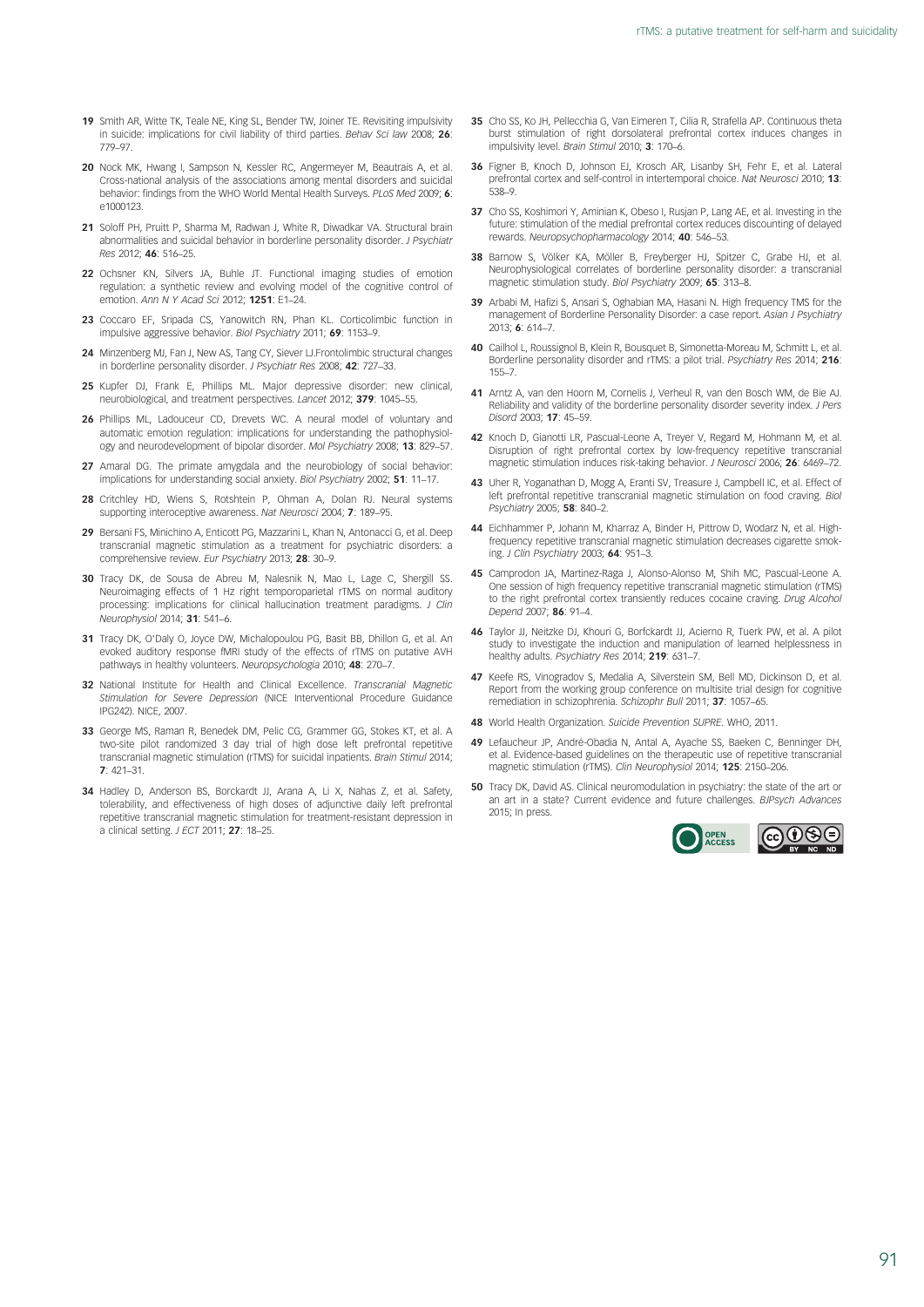19 Smith AR, Witte TK, Teale NE, King SL, Bender TW, Joiner TE. Revisiting impulsivity in suicide: implications for civil liability of third parties. *Behav Sci law* 2008; **26**: 779–97.

20 Nock MK, Hwang I, Sampson N, Kessler RC, Angermeyer M, Beautrais A, et al. Cross-national analysis of the associations among mental disorders and suicidal behavior: findings from the WHO World Mental Health Surveys. *PLoS Med* 2009; **6**: e1000123.

21 Soloff PH, Pruitt P, Sharma M, Radwan J, White R, Diwadkar VA. Structural brain abnormalities and suicidal behavior in borderline personality disorder. *J Psychiatr Res* 2012; **46**: 516–25.

22 Ochsner KN, Silvers JA, Buhle JT. Functional imaging studies of emotion regulation: a synthetic review and evolving model of the cognitive control of emotion. *Ann N Y Acad Sci* 2012; **1251**: E1–24.

23 Coccaro EF, Sripada CS, Yanowitch RN, Phan KL. Corticolimbic function in impulsive aggressive behavior. *Biol Psychiatry* 2011; **69**: 1153–9.

24 Minzenberg MJ, Fan J, New AS, Tang CY, Siever LJ.Frontolimbic structural changes in borderline personality disorder. *J Psychiatr Res* 2008; **42**: 727–33.

25 Kupfer DJ, Frank E, Phillips ML. Major depressive disorder: new clinical, neurobiological, and treatment perspectives. *Lancet* 2012; **379**: 1045–55.

26 Phillips ML, Ladouceur CD, Drevets WC. A neural model of voluntary and automatic emotion regulation: implications for understanding the pathophysiology and neurodevelopment of bipolar disorder. *Mol Psychiatry* 2008; **13**: 829–57.

27 Amaral DG. The primate amygdala and the neurobiology of social behavior: implications for understanding social anxiety. *Biol Psychiatry* 2002; **51**: 11–17.

28 Critchley HD, Wiens S, Rotshtein P, Ohman A, Dolan RJ. Neural systems supporting interoceptive awareness. *Nat Neurosci* 2004; **7**: 189–95.

29 Bersani FS, Minichino A, Enticott PG, Mazzarini L, Khan N, Antonacci G, et al. Deep transcranial magnetic stimulation as a treatment for psychiatric disorders: a comprehensive review. *Eur Psychiatry* 2013; **28**: 30–9.

30 Tracy DK, de Sousa de Abreu M, Nalesnik N, Mao L, Lage C, Shergill SS. Neuroimaging effects of 1 Hz right temporoparietal rTMS on normal auditory processing: implications for clinical hallucination treatment paradigms. *J Clin Neurophysiol* 2014; **31**: 541–6.

31 Tracy DK, O'Daly O, Joyce DW, Michalopoulou PG, Basit BB, Dhillon G, et al. An evoked auditory response fMRI study of the effects of rTMS on putative AVH pathways in healthy volunteers. *Neuropsychologia* 2010; **48**: 270–7.

32 National Institute for Health and Clinical Excellence. *Transcranial Magnetic Stimulation for Severe Depression* (NICE Interventional Procedure Guidance IPG242). NICE, 2007.

33 George MS, Raman R, Benedek DM, Pelic CG, Grammer GG, Stokes KT, et al. A two-site pilot randomized 3 day trial of high dose left prefrontal repetitive transcranial magnetic stimulation (rTMS) for suicidal inpatients. *Brain Stimul* 2014; **7**: 421–31.

34 Hadley D, Anderson BS, Borckardt JJ, Arana A, Li X, Nahas Z, et al. Safety, tolerability, and effectiveness of high doses of adjunctive daily left prefrontal repetitive transcranial magnetic stimulation for treatment-resistant depression in a clinical setting. *J ECT* 2011; **27**: 18–25.

35 Cho SS, Ko JH, Pellecchia G, Van Eimeren T, Cilia R, Strafella AP. Continuous theta burst stimulation of right dorsolateral prefrontal cortex induces changes in impulsivity level. *Brain Stimul* 2010; **3**: 170–6.

36 Figner B, Knoch D, Johnson EJ, Krosch AR, Lisanby SH, Fehr E, et al. Lateral prefrontal cortex and self-control in intertemporal choice. *Nat Neurosci* 2010; **13**: 538–9.

37 Cho SS, Koshimori Y, Aminian K, Obeso I, Rusjan P, Lang AE, et al. Investing in the future: stimulation of the medial prefrontal cortex reduces discounting of delayed rewards. *Neuropsychopharmacology* 2014; **40**: 546–53.

38 Barnow S, Völker KA, Möller B, Freyberger HJ, Spitzer C, Grabe HJ, et al. Neurophysiological correlates of borderline personality disorder: a transcranial magnetic stimulation study. *Biol Psychiatry* 2009; **65**: 313–8.

39 Arbabi M, Hafizi S, Ansari S, Oghabian MA, Hasani N. High frequency TMS for the management of Borderline Personality Disorder: a case report. *Asian J Psychiatry* 2013; **6**: 614–7.

40 Cailhol L, Roussignol B, Klein R, Bousquet B, Simonetta-Moreau M, Schmitt L, et al. Borderline personality disorder and rTMS: a pilot trial. *Psychiatry Res* 2014; **216**: 155–7.

41 Arntz A, van den Hoorn M, Cornelis J, Verheul R, van den Bosch WM, de Bie AJ. Reliability and validity of the borderline personality disorder severity index. *J Pers Disord* 2003; **17**: 45–59.

42 Knoch D, Gianotti LR, Pascual-Leone A, Treyer V, Regard M, Hohmann M, et al. Disruption of right prefrontal cortex by low-frequency repetitive transcranial magnetic stimulation induces risk-taking behavior. *J Neurosci* 2006; **26**: 6469–72.

43 Uher R, Yoganathan D, Mogg A, Eranti SV, Treasure J, Campbell IC, et al. Effect of left prefrontal repetitive transcranial magnetic stimulation on food craving. *Biol Psychiatry* 2005; **58**: 840–2.

44 Eichhammer P, Johann M, Kharraz A, Binder H, Pittrow D, Wodarz N, et al. High-frequency repetitive transcranial magnetic stimulation decreases cigarette smoking. *J Clin Psychiatry* 2003; **64**: 951–3.

45 Camprodon JA, Martinez-Raga J, Alonso-Alonso M, Shih MC, Pascual-Leone A. One session of high frequency repetitive transcranial magnetic stimulation (rTMS) to the right prefrontal cortex transiently reduces cocaine craving. *Drug Alcohol Depend* 2007; **86**: 91–4.

46 Taylor JJ, Neitzke DJ, Khouri G, Borfckardt JJ, Acierno R, Tuerk PW, et al. A pilot study to investigate the induction and manipulation of learned helplessness in healthy adults. *Psychiatry Res* 2014; **219**: 631–7.

47 Keefe RS, Vinogradov S, Medalia A, Silverstein SM, Bell MD, Dickinson D, et al. Report from the working group conference on multisite trial design for cognitive remediation in schizophrenia. *Schizophr Bull* 2011; **37**: 1057–65.

48 World Health Organization. *Suicide Prevention SUPRE*. WHO, 2011.

49 Lefaucheur JP, André-Obadia N, Antal A, Ayache SS, Baeken C, Benninger DH, et al. Evidence-based guidelines on the therapeutic use of repetitive transcranial magnetic stimulation (rTMS). *Clin Neurophysiol* 2014; **125**: 2150–206.

50 Tracy DK, David AS. Clinical neuromodulation in psychiatry: the state of the art or an art in a state? Current evidence and future challenges. *BJPsych Advances* 2015; In press.